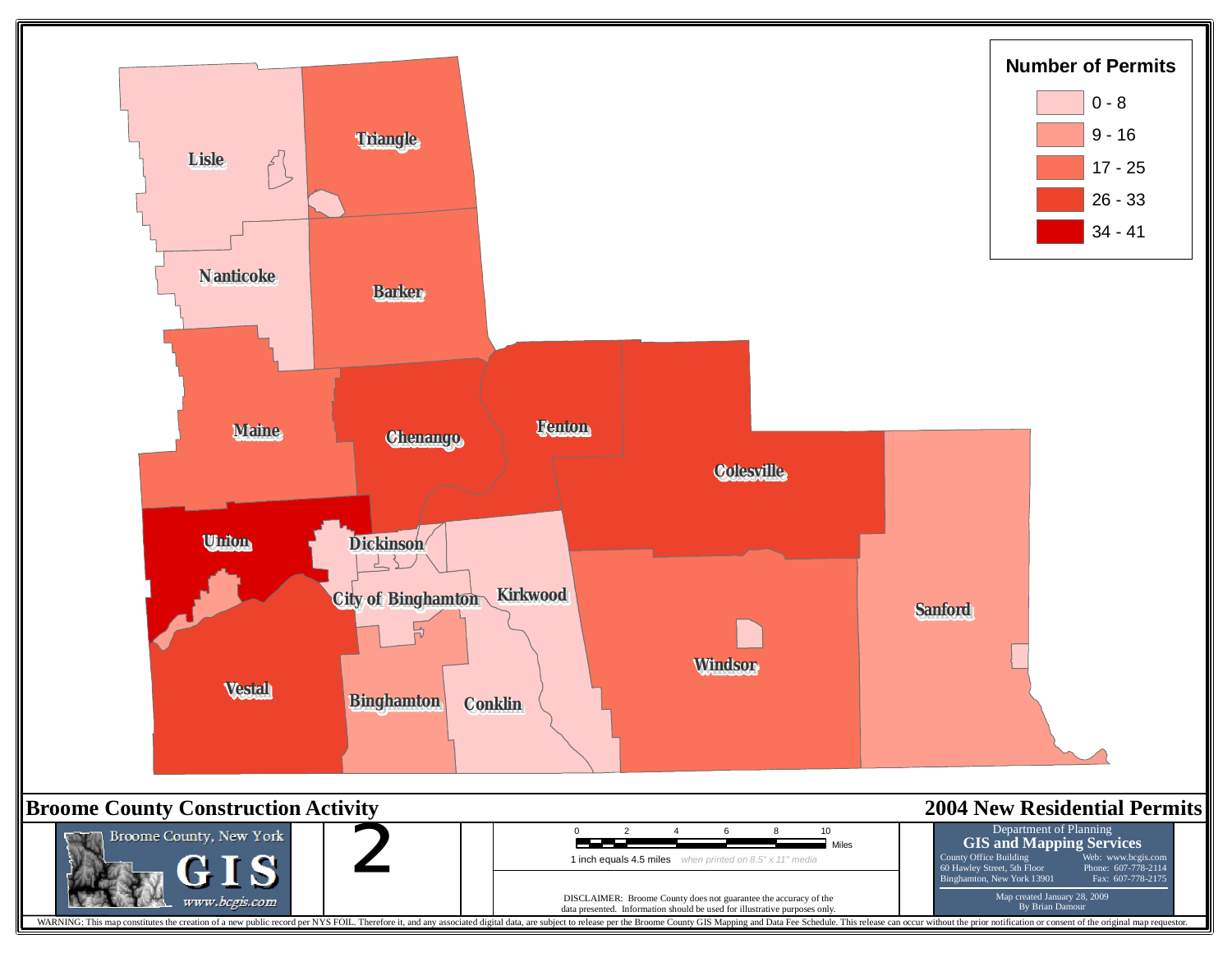# Broome County Construction Activity

## 2004 New Residential Permits

**Number of Permits**

- 0 - 8
- 9 - 16
- 17 - 25
- 26 - 33
- 34 - 41

Lisle

Triangle

Nanticoke

Barker

Maine

Chenango

Fenton

Colesville

Union

Dickinson

City of Binghamton

Kirkwood

Sanford

Windsor

Vestal

Binghamton

Conklin

Broome County, New York
GIS
www.bcgis.com

2

0 2 4 6 8 10 Miles

1 inch equals 4.5 miles *when printed on 8.5" x 11" media*

DISCLAIMER: Broome County does not guarantee the accuracy of the data presented. Information should be used for illustrative purposes only.

Department of Planning
**GIS and Mapping Services**
County Office Building
60 Hawley Street, 5th Floor
Binghamton, New York 13901
Web: www.bcgis.com
Phone: 607-778-2114
Fax: 607-778-2175

Map created January 28, 2009
By Brian Damour

WARNING: This map constitutes the creation of a new public record per NYS FOIL. Therefore it, and any associated digital data, are subject to release per the Broome County GIS Mapping and Data Fee Schedule. This release can occur without the prior notification or consent of the original map requestor.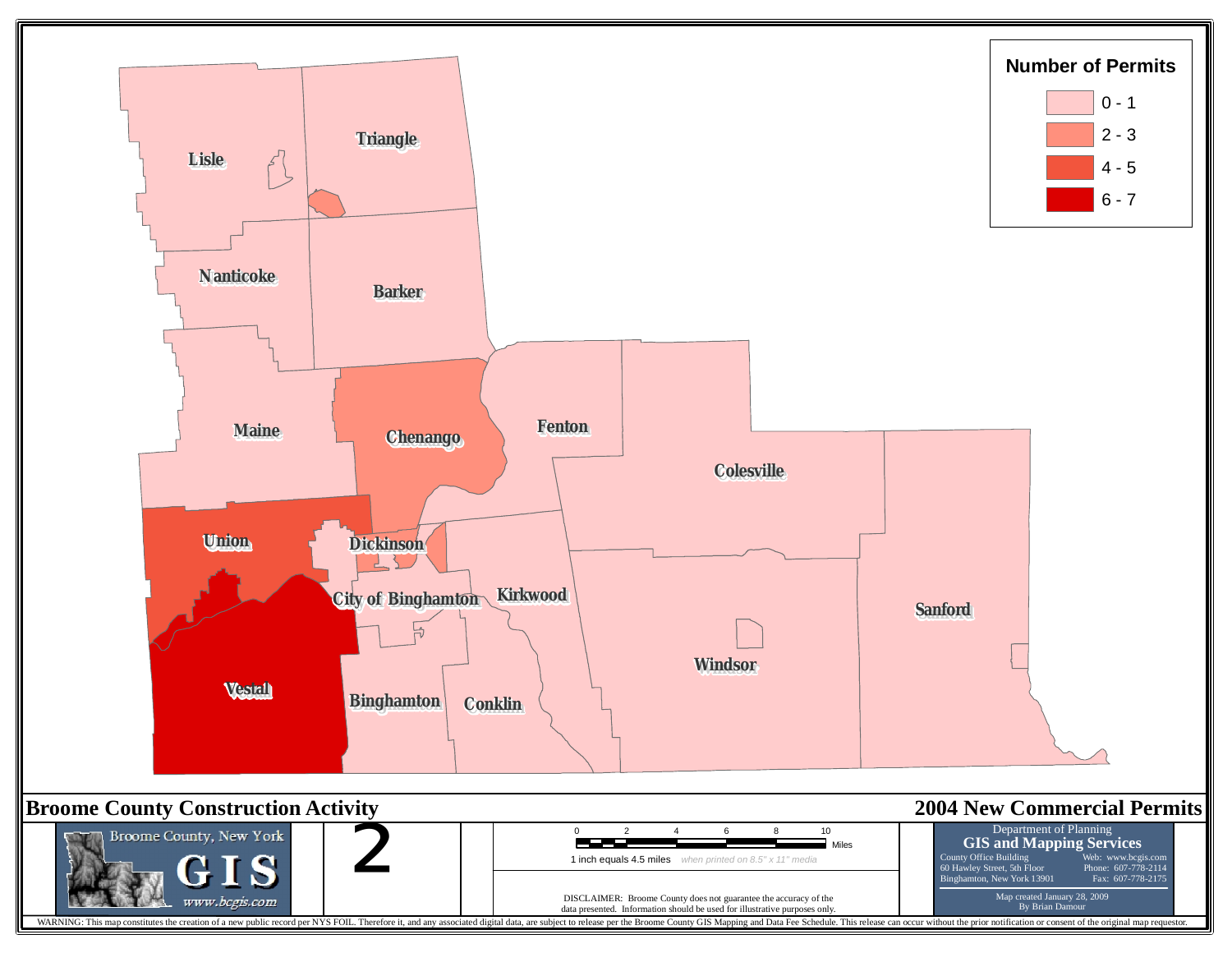# Broome County Construction Activity

# 2004 New Commercial Permits

**Number of Permits**

- 0 - 1
- 2 - 3
- 4 - 5
- 6 - 7

Lisle, Triangle, Nanticoke, Barker, Maine, Chenango, Fenton, Colesville, Union, Dickinson, City of Binghamton, Kirkwood, Sanford, Windsor, Vestal, Binghamton, Conklin

Broome County, New York GIS www.bcgis.com

0 2 4 6 8 10 Miles

1 inch equals 4.5 miles *when printed on 8.5" x 11" media*

DISCLAIMER: Broome County does not guarantee the accuracy of the data presented. Information should be used for illustrative purposes only.

Department of Planning
**GIS and Mapping Services**
County Office Building
60 Hawley Street, 5th Floor
Binghamton, New York 13901
Web: www.bcgis.com
Phone: 607-778-2114
Fax: 607-778-2175

Map created January 28, 2009
By Brian Damour

WARNING: This map constitutes the creation of a new public record per NYS FOIL. Therefore it, and any associated digital data, are subject to release per the Broome County GIS Mapping and Data Fee Schedule. This release can occur without the prior notification or consent of the original map requestor.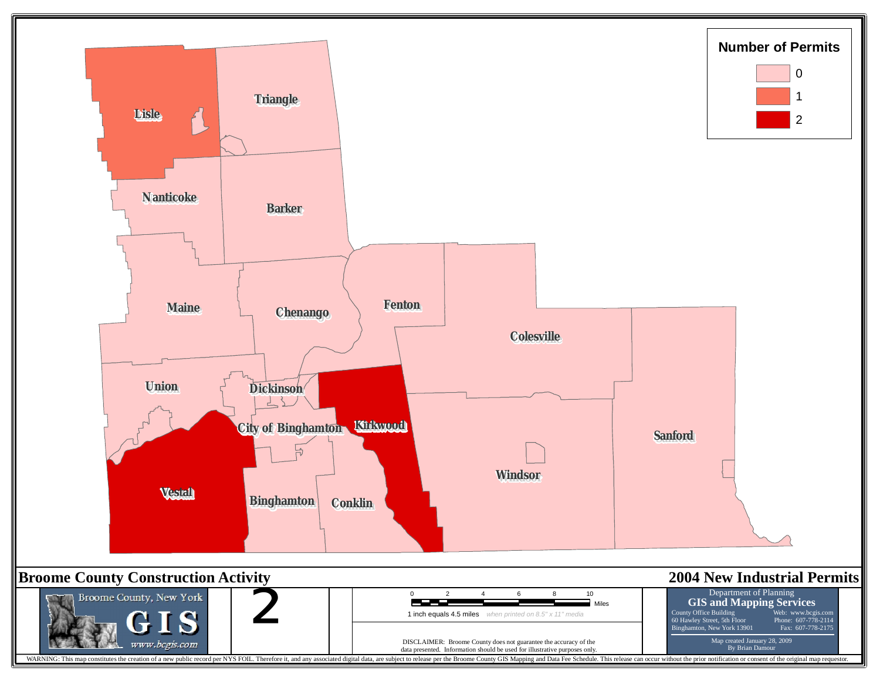Number of Permits

0

1

2

Lisle

Triangle

Nanticoke

Barker

Maine

Chenango

Fenton

Colesville

Union

Dickinson

City of Binghamton

Kirkwood

Sanford

Windsor

Vestal

Binghamton

Conklin

# Broome County Construction Activity

# 2004 New Industrial Permits

Broome County, New York

GIS

www.bcgis.com

2

0 2 4 6 8 10

Miles

1 inch equals 4.5 miles *when printed on 8.5" x 11" media*

DISCLAIMER: Broome County does not guarantee the accuracy of the data presented. Information should be used for illustrative purposes only.

Department of Planning

**GIS and Mapping Services**

County Office Building
60 Hawley Street, 5th Floor
Binghamton, New York 13901

Web: www.bcgis.com
Phone: 607-778-2114
Fax: 607-778-2175

Map created January 28, 2009
By Brian Damour

WARNING: This map constitutes the creation of a new public record per NYS FOIL. Therefore it, and any associated digital data, are subject to release per the Broome County GIS Mapping and Data Fee Schedule. This release can occur without the prior notification or consent of the original map requestor.